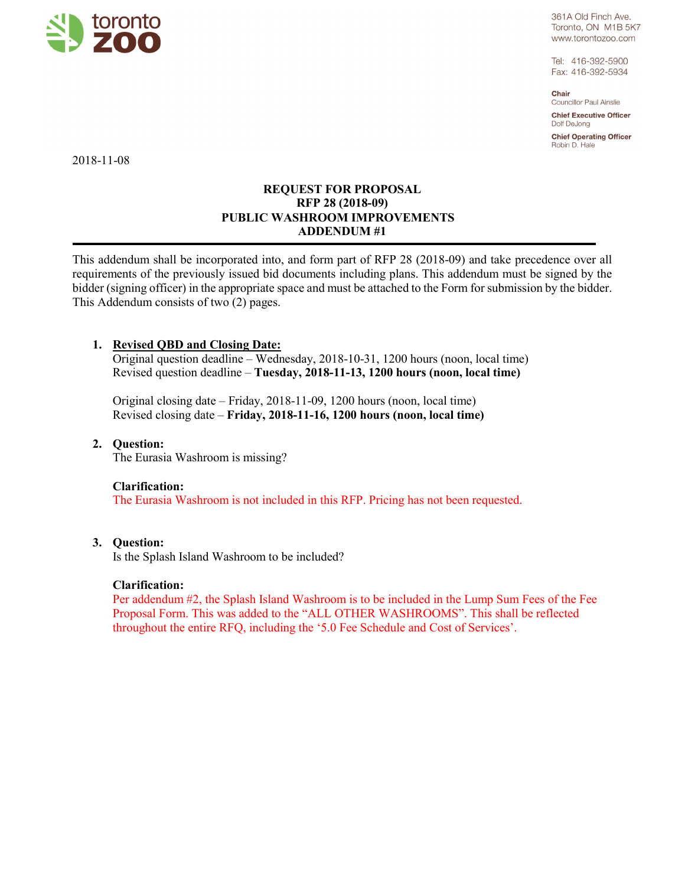toronto ZOO

361A Old Finch Ave.
Toronto, ON M1B 5K7
www.torontozoo.com

Tel: 416-392-5900
Fax: 416-392-5934

**Chair**
Councillor Paul Ainslie

**Chief Executive Officer**
Dolf DeJong

**Chief Operating Officer**
Robin D. Hale

2018-11-08

# REQUEST FOR PROPOSAL
# RFP 28 (2018-09)
# PUBLIC WASHROOM IMPROVEMENTS
# ADDENDUM #1

This addendum shall be incorporated into, and form part of RFP 28 (2018-09) and take precedence over all requirements of the previously issued bid documents including plans. This addendum must be signed by the bidder (signing officer) in the appropriate space and must be attached to the Form for submission by the bidder. This Addendum consists of two (2) pages.

1. **Revised QBD and Closing Date:**
   Original question deadline – Wednesday, 2018-10-31, 1200 hours (noon, local time)
   Revised question deadline – **Tuesday, 2018-11-13, 1200 hours (noon, local time)**

   Original closing date – Friday, 2018-11-09, 1200 hours (noon, local time)
   Revised closing date – **Friday, 2018-11-16, 1200 hours (noon, local time)**

2. **Question:**
   The Eurasia Washroom is missing?

   **Clarification:**
   The Eurasia Washroom is not included in this RFP. Pricing has not been requested.

3. **Question:**
   Is the Splash Island Washroom to be included?

   **Clarification:**
   Per addendum #2, the Splash Island Washroom is to be included in the Lump Sum Fees of the Fee Proposal Form. This was added to the "ALL OTHER WASHROOMS". This shall be reflected throughout the entire RFQ, including the '5.0 Fee Schedule and Cost of Services'.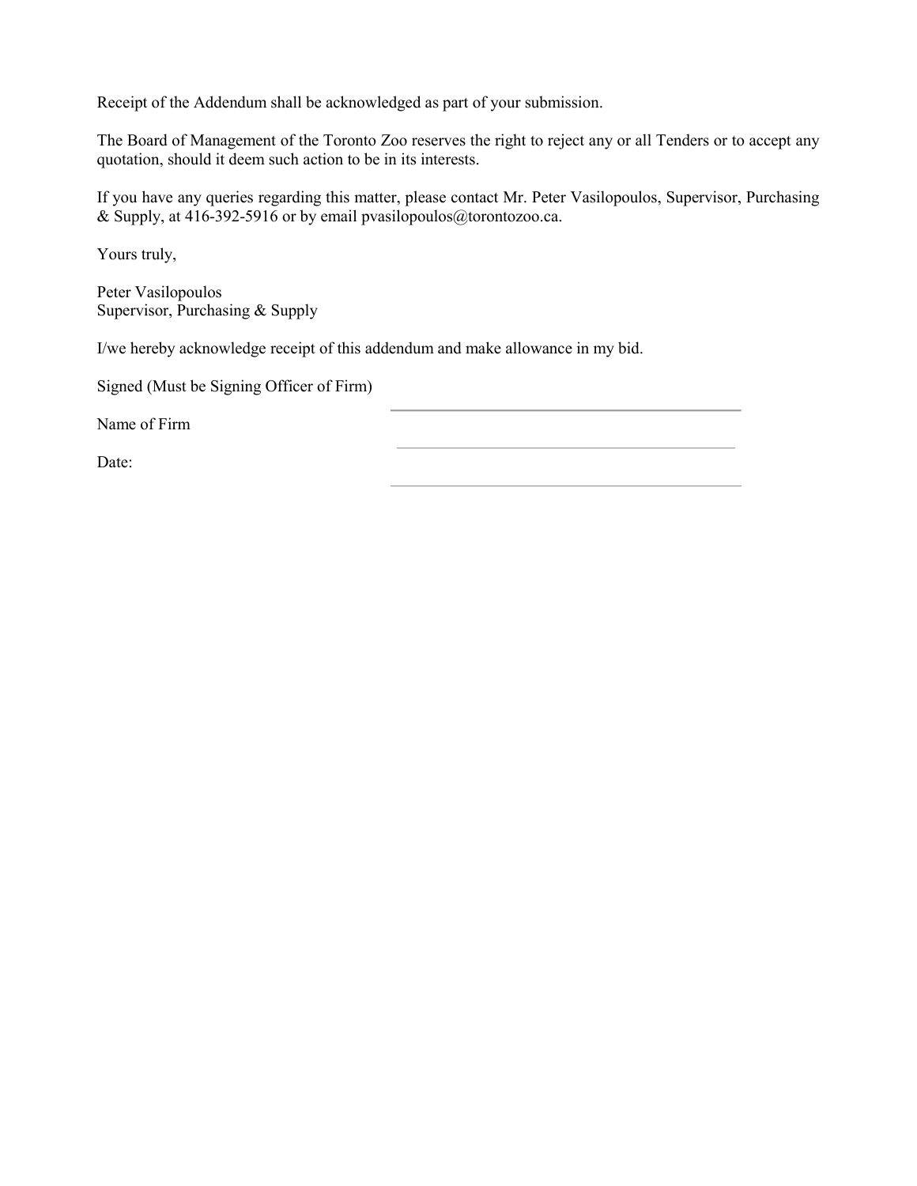Receipt of the Addendum shall be acknowledged as part of your submission.

The Board of Management of the Toronto Zoo reserves the right to reject any or all Tenders or to accept any quotation, should it deem such action to be in its interests.

If you have any queries regarding this matter, please contact Mr. Peter Vasilopoulos, Supervisor, Purchasing & Supply, at 416-392-5916 or by email pvasilopoulos@torontozoo.ca.

Yours truly,

Peter Vasilopoulos
Supervisor, Purchasing & Supply

I/we hereby acknowledge receipt of this addendum and make allowance in my bid.

Signed (Must be Signing Officer of Firm) ______________________________

Name of Firm ______________________________

Date: ______________________________